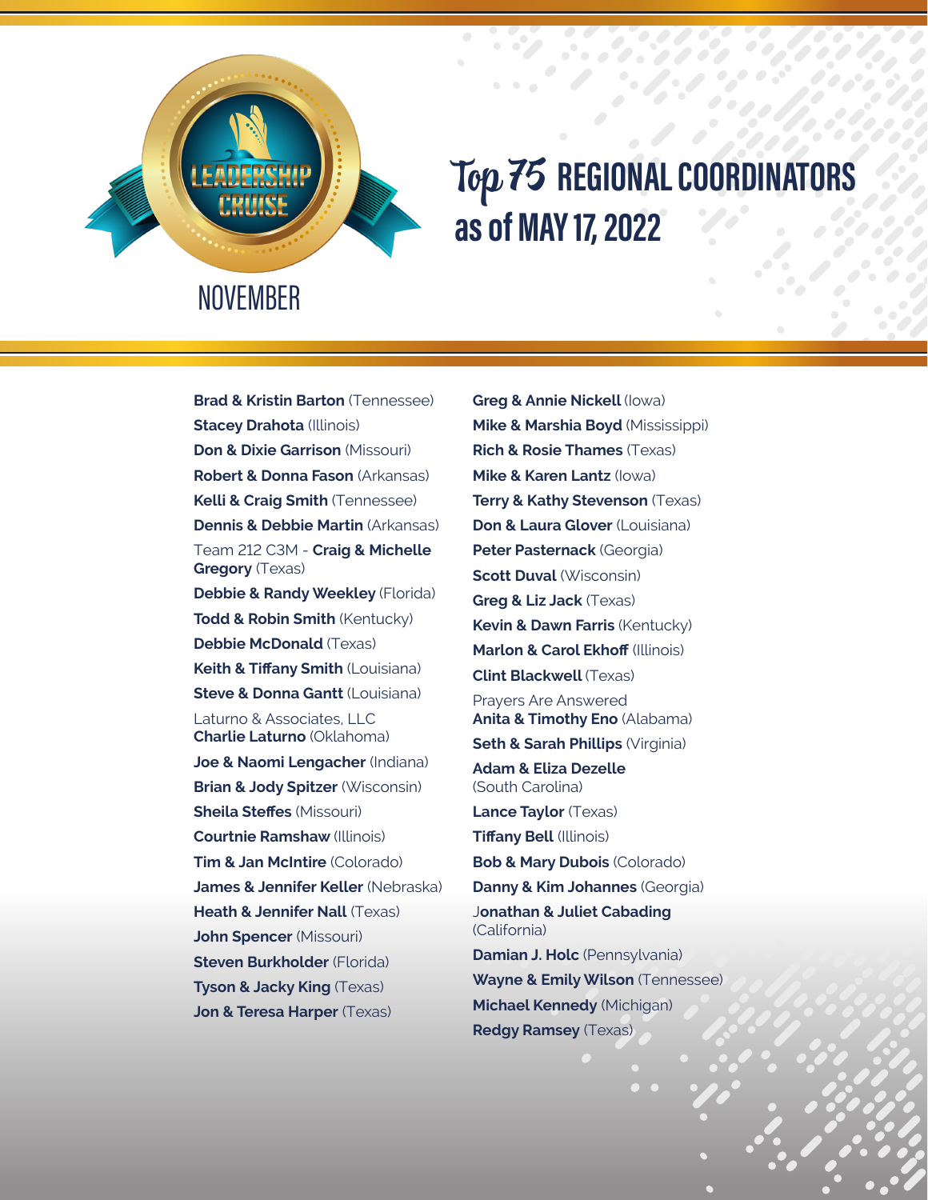LEADERSHIP CRUISE

NOVEMBER

# Top 75 REGIONAL COORDINATORS as of MAY 17, 2022

**Brad & Kristin Barton** (Tennessee)
**Stacey Drahota** (Illinois)
**Don & Dixie Garrison** (Missouri)
**Robert & Donna Fason** (Arkansas)
**Kelli & Craig Smith** (Tennessee)
**Dennis & Debbie Martin** (Arkansas)
Team 212 C3M - **Craig & Michelle Gregory** (Texas)
**Debbie & Randy Weekley** (Florida)
**Todd & Robin Smith** (Kentucky)
**Debbie McDonald** (Texas)
**Keith & Tiffany Smith** (Louisiana)
**Steve & Donna Gantt** (Louisiana)
Laturno & Associates, LLC
**Charlie Laturno** (Oklahoma)
**Joe & Naomi Lengacher** (Indiana)
**Brian & Jody Spitzer** (Wisconsin)
**Sheila Steffes** (Missouri)
**Courtnie Ramshaw** (Illinois)
**Tim & Jan McIntire** (Colorado)
**James & Jennifer Keller** (Nebraska)
**Heath & Jennifer Nall** (Texas)
**John Spencer** (Missouri)
**Steven Burkholder** (Florida)
**Tyson & Jacky King** (Texas)
**Jon & Teresa Harper** (Texas)
**Greg & Annie Nickell** (Iowa)
**Mike & Marshia Boyd** (Mississippi)
**Rich & Rosie Thames** (Texas)
**Mike & Karen Lantz** (Iowa)
**Terry & Kathy Stevenson** (Texas)
**Don & Laura Glover** (Louisiana)
**Peter Pasternack** (Georgia)
**Scott Duval** (Wisconsin)
**Greg & Liz Jack** (Texas)
**Kevin & Dawn Farris** (Kentucky)
**Marlon & Carol Ekhoff** (Illinois)
**Clint Blackwell** (Texas)
Prayers Are Answered
**Anita & Timothy Eno** (Alabama)
**Seth & Sarah Phillips** (Virginia)
**Adam & Eliza Dezelle** (South Carolina)
**Lance Taylor** (Texas)
**Tiffany Bell** (Illinois)
**Bob & Mary Dubois** (Colorado)
**Danny & Kim Johannes** (Georgia)
**Jonathan & Juliet Cabading** (California)
**Damian J. Holc** (Pennsylvania)
**Wayne & Emily Wilson** (Tennessee)
**Michael Kennedy** (Michigan)
**Redgy Ramsey** (Texas)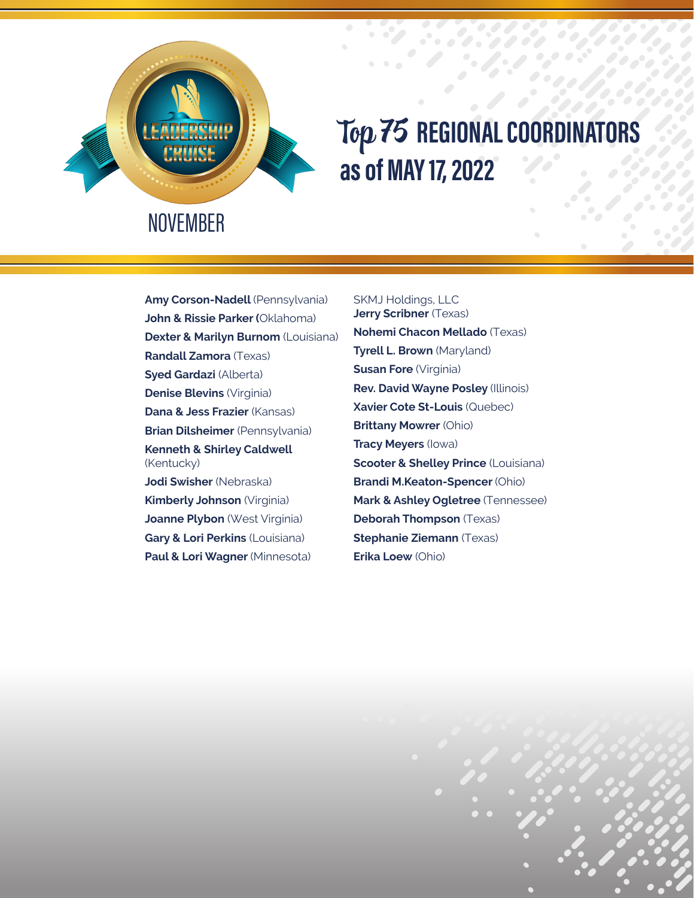LEADERSHIP CRUISE

NOVEMBER

# Top 75 REGIONAL COORDINATORS as of MAY 17, 2022

**Amy Corson-Nadell** (Pennsylvania)
**John & Rissie Parker (**Oklahoma)
**Dexter & Marilyn Burnom** (Louisiana)
**Randall Zamora** (Texas)
**Syed Gardazi** (Alberta)
**Denise Blevins** (Virginia)
**Dana & Jess Frazier** (Kansas)
**Brian Dilsheimer** (Pennsylvania)
**Kenneth & Shirley Caldwell** (Kentucky)
**Jodi Swisher** (Nebraska)
**Kimberly Johnson** (Virginia)
**Joanne Plybon** (West Virginia)
**Gary & Lori Perkins** (Louisiana)
**Paul & Lori Wagner** (Minnesota)
SKMJ Holdings, LLC
**Jerry Scribner** (Texas)
**Nohemi Chacon Mellado** (Texas)
**Tyrell L. Brown** (Maryland)
**Susan Fore** (Virginia)
**Rev. David Wayne Posley** (Illinois)
**Xavier Cote St-Louis** (Quebec)
**Brittany Mowrer** (Ohio)
**Tracy Meyers** (Iowa)
**Scooter & Shelley Prince** (Louisiana)
**Brandi M.Keaton-Spencer** (Ohio)
**Mark & Ashley Ogletree** (Tennessee)
**Deborah Thompson** (Texas)
**Stephanie Ziemann** (Texas)
**Erika Loew** (Ohio)